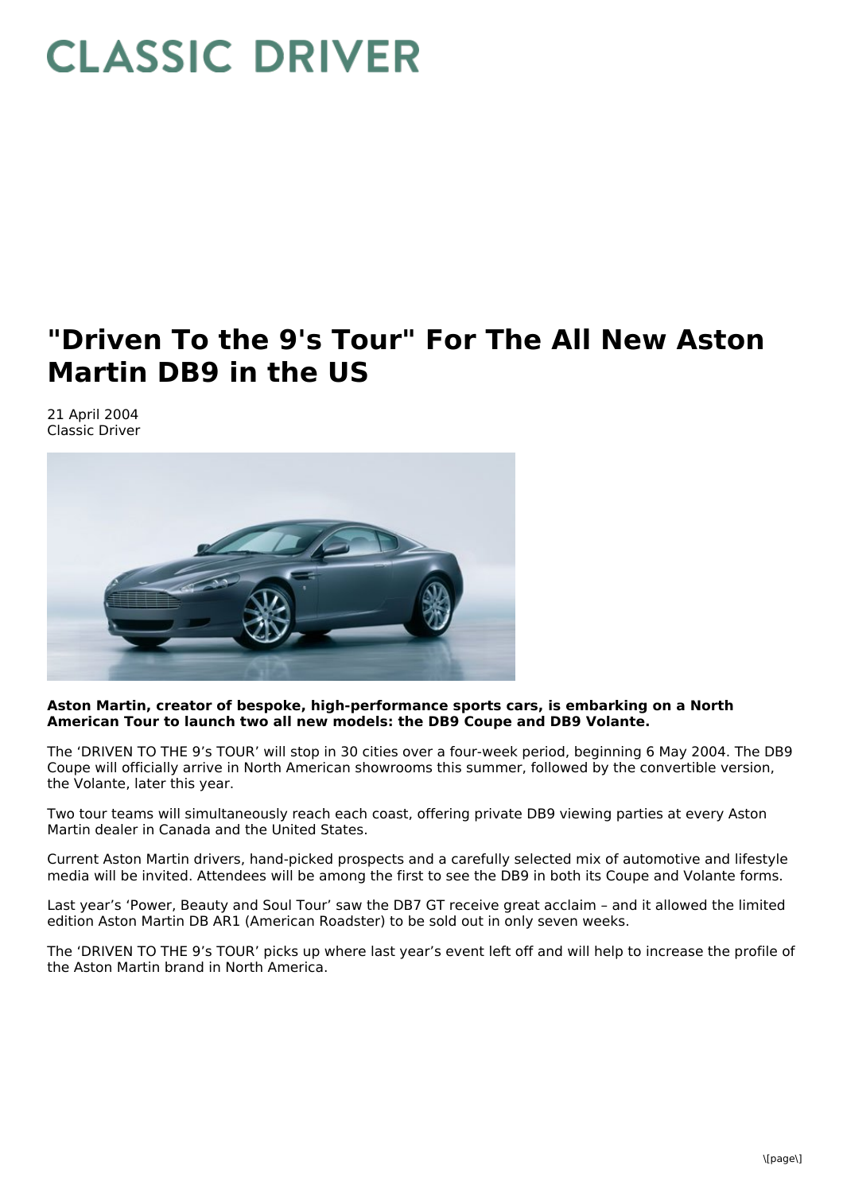# "Driven To the 9's Tour" For The All New Aston Martin DB9 in the US

21 April 2004
Classic Driver

**Aston Martin, creator of bespoke, high-performance sports cars, is embarking on a North American Tour to launch two all new models: the DB9 Coupe and DB9 Volante.**

The 'DRIVEN TO THE 9's TOUR' will stop in 30 cities over a four-week period, beginning 6 May 2004. The DB9 Coupe will officially arrive in North American showrooms this summer, followed by the convertible version, the Volante, later this year.

Two tour teams will simultaneously reach each coast, offering private DB9 viewing parties at every Aston Martin dealer in Canada and the United States.

Current Aston Martin drivers, hand-picked prospects and a carefully selected mix of automotive and lifestyle media will be invited. Attendees will be among the first to see the DB9 in both its Coupe and Volante forms.

Last year's 'Power, Beauty and Soul Tour' saw the DB7 GT receive great acclaim – and it allowed the limited edition Aston Martin DB AR1 (American Roadster) to be sold out in only seven weeks.

The 'DRIVEN TO THE 9's TOUR' picks up where last year's event left off and will help to increase the profile of the Aston Martin brand in North America.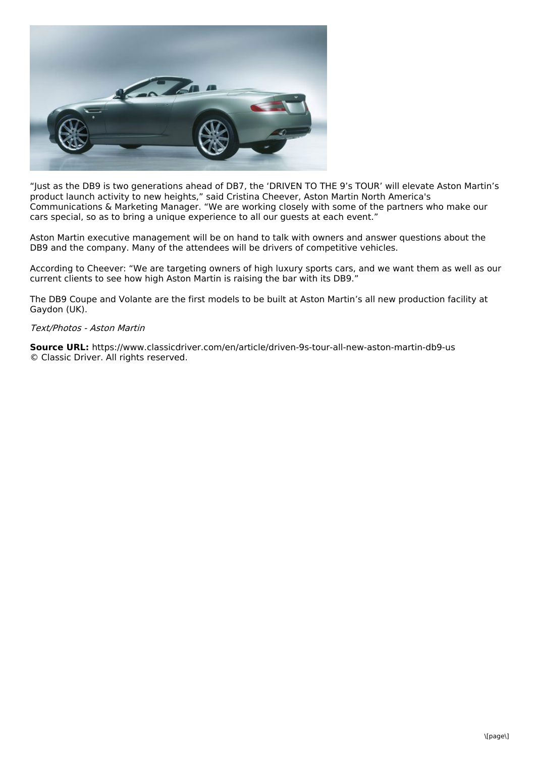“Just as the DB9 is two generations ahead of DB7, the ‘DRIVEN TO THE 9’s TOUR’ will elevate Aston Martin’s product launch activity to new heights,” said Cristina Cheever, Aston Martin North America's Communications & Marketing Manager. “We are working closely with some of the partners who make our cars special, so as to bring a unique experience to all our guests at each event.”

Aston Martin executive management will be on hand to talk with owners and answer questions about the DB9 and the company. Many of the attendees will be drivers of competitive vehicles.

According to Cheever: “We are targeting owners of high luxury sports cars, and we want them as well as our current clients to see how high Aston Martin is raising the bar with its DB9.”

The DB9 Coupe and Volante are the first models to be built at Aston Martin’s all new production facility at Gaydon (UK).

*Text/Photos - Aston Martin*

**Source URL:** https://www.classicdriver.com/en/article/driven-9s-tour-all-new-aston-martin-db9-us
© Classic Driver. All rights reserved.